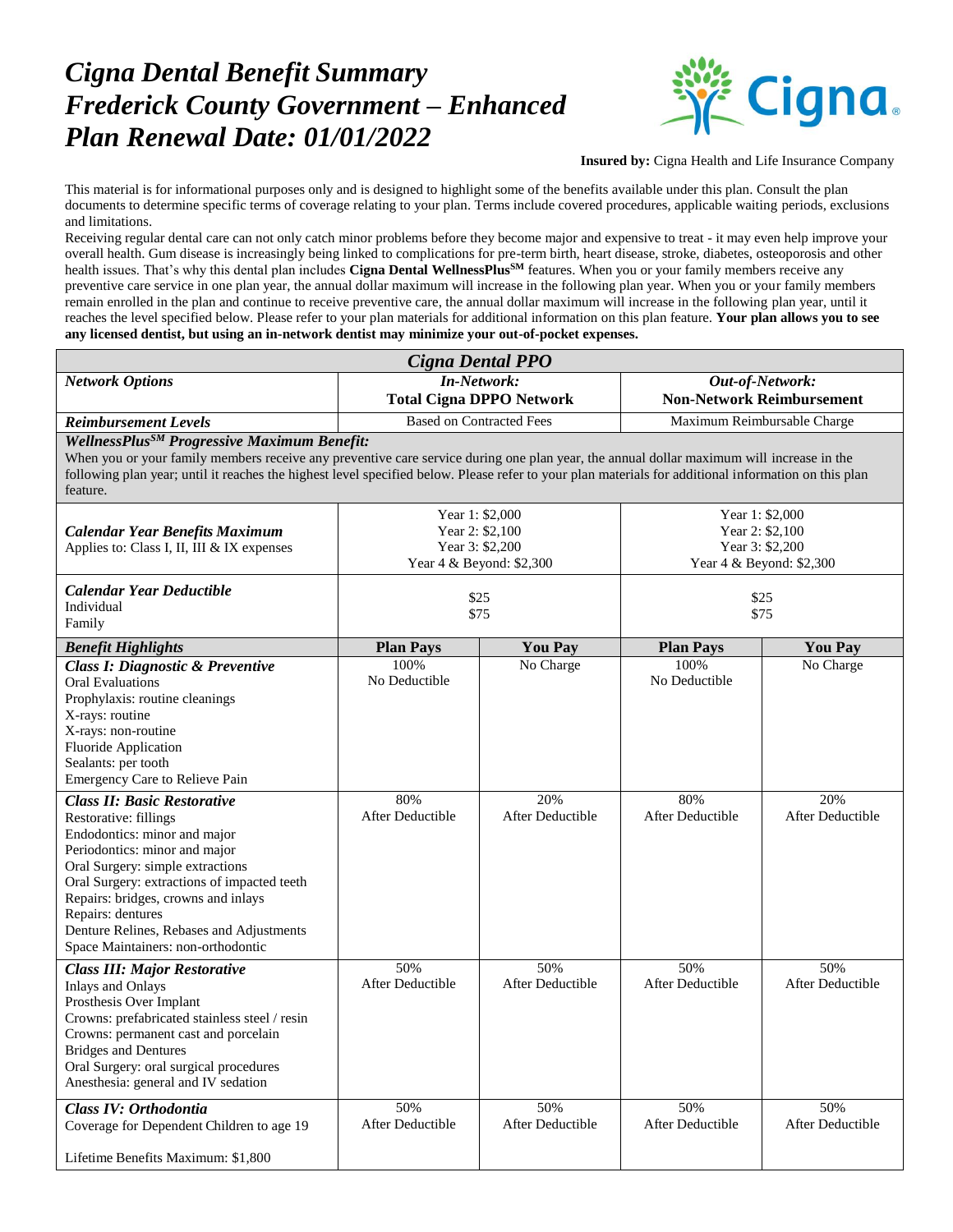# *Cigna Dental Benefit Summary*
# *Frederick County Government – Enhanced*
# *Plan Renewal Date: 01/01/2022*

**Insured by:** Cigna Health and Life Insurance Company

This material is for informational purposes only and is designed to highlight some of the benefits available under this plan. Consult the plan documents to determine specific terms of coverage relating to your plan. Terms include covered procedures, applicable waiting periods, exclusions and limitations.

Receiving regular dental care can not only catch minor problems before they become major and expensive to treat - it may even help improve your overall health. Gum disease is increasingly being linked to complications for pre-term birth, heart disease, stroke, diabetes, osteoporosis and other health issues. That's why this dental plan includes **Cigna Dental WellnessPlus[SM]** features. When you or your family members receive any preventive care service in one plan year, the annual dollar maximum will increase in the following plan year. When you or your family members remain enrolled in the plan and continue to receive preventive care, the annual dollar maximum will increase in the following plan year, until it reaches the level specified below. Please refer to your plan materials for additional information on this plan feature. **Your plan allows you to see any licensed dentist, but using an in-network dentist may minimize your out-of-pocket expenses.**

| *Cigna Dental PPO* | | | | |
|---|---|---|---|---|
| ***Network Options*** | ***In-Network:*** **Total Cigna DPPO Network** | | ***Out-of-Network:*** **Non-Network Reimbursement** | |
| ***Reimbursement Levels*** | Based on Contracted Fees | | Maximum Reimbursable Charge | |
| ***WellnessPlus[SM] Progressive Maximum Benefit:*** When you or your family members receive any preventive care service during one plan year, the annual dollar maximum will increase in the following plan year; until it reaches the highest level specified below. Please refer to your plan materials for additional information on this plan feature. | | | | |
| ***Calendar Year Benefits Maximum*** Applies to: Class I, II, III & IX expenses | Year 1: $2,000<br>Year 2: $2,100<br>Year 3: $2,200<br>Year 4 & Beyond: $2,300 | | Year 1: $2,000<br>Year 2: $2,100<br>Year 3: $2,200<br>Year 4 & Beyond: $2,300 | |
| ***Calendar Year Deductible*** Individual<br>Family | $25<br>$75 | | $25<br>$75 | |
| ***Benefit Highlights*** | **Plan Pays** | **You Pay** | **Plan Pays** | **You Pay** |
| ***Class I: Diagnostic & Preventive***<br>Oral Evaluations<br>Prophylaxis: routine cleanings<br>X-rays: routine<br>X-rays: non-routine<br>Fluoride Application<br>Sealants: per tooth<br>Emergency Care to Relieve Pain | 100%<br>No Deductible | No Charge | 100%<br>No Deductible | No Charge |
| ***Class II: Basic Restorative***<br>Restorative: fillings<br>Endodontics: minor and major<br>Periodontics: minor and major<br>Oral Surgery: simple extractions<br>Oral Surgery: extractions of impacted teeth<br>Repairs: bridges, crowns and inlays<br>Repairs: dentures<br>Denture Relines, Rebases and Adjustments<br>Space Maintainers: non-orthodontic | 80%<br>After Deductible | 20%<br>After Deductible | 80%<br>After Deductible | 20%<br>After Deductible |
| ***Class III: Major Restorative***<br>Inlays and Onlays<br>Prosthesis Over Implant<br>Crowns: prefabricated stainless steel / resin<br>Crowns: permanent cast and porcelain<br>Bridges and Dentures<br>Oral Surgery: oral surgical procedures<br>Anesthesia: general and IV sedation | 50%<br>After Deductible | 50%<br>After Deductible | 50%<br>After Deductible | 50%<br>After Deductible |
| ***Class IV: Orthodontia***<br>Coverage for Dependent Children to age 19<br><br>Lifetime Benefits Maximum: $1,800 | 50%<br>After Deductible | 50%<br>After Deductible | 50%<br>After Deductible | 50%<br>After Deductible |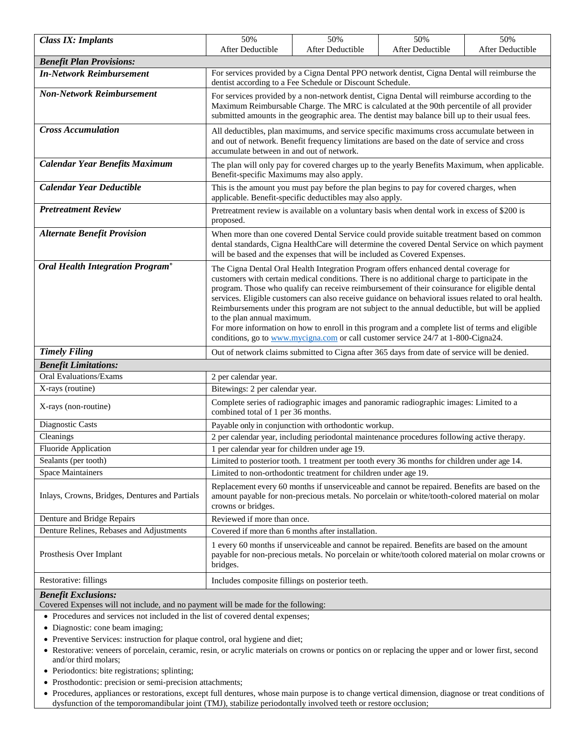| *Class IX: Implants* | 50% After Deductible | 50% After Deductible | 50% After Deductible | 50% After Deductible |
|---|---|---|---|---|
| ***Benefit Plan Provisions:*** | | | | |
| ***In-Network Reimbursement*** | For services provided by a Cigna Dental PPO network dentist, Cigna Dental will reimburse the dentist according to a Fee Schedule or Discount Schedule. | | | |
| ***Non-Network Reimbursement*** | For services provided by a non-network dentist, Cigna Dental will reimburse according to the Maximum Reimbursable Charge. The MRC is calculated at the 90th percentile of all provider submitted amounts in the geographic area. The dentist may balance bill up to their usual fees. | | | |
| ***Cross Accumulation*** | All deductibles, plan maximums, and service specific maximums cross accumulate between in and out of network. Benefit frequency limitations are based on the date of service and cross accumulate between in and out of network. | | | |
| ***Calendar Year Benefits Maximum*** | The plan will only pay for covered charges up to the yearly Benefits Maximum, when applicable. Benefit-specific Maximums may also apply. | | | |
| ***Calendar Year Deductible*** | This is the amount you must pay before the plan begins to pay for covered charges, when applicable. Benefit-specific deductibles may also apply. | | | |
| ***Pretreatment Review*** | Pretreatment review is available on a voluntary basis when dental work in excess of $200 is proposed. | | | |
| ***Alternate Benefit Provision*** | When more than one covered Dental Service could provide suitable treatment based on common dental standards, Cigna HealthCare will determine the covered Dental Service on which payment will be based and the expenses that will be included as Covered Expenses. | | | |
| ***Oral Health Integration Program®*** | The Cigna Dental Oral Health Integration Program offers enhanced dental coverage for customers with certain medical conditions. There is no additional charge to participate in the program. Those who qualify can receive reimbursement of their coinsurance for eligible dental services. Eligible customers can also receive guidance on behavioral issues related to oral health. Reimbursements under this program are not subject to the annual deductible, but will be applied to the plan annual maximum.<br>For more information on how to enroll in this program and a complete list of terms and eligible conditions, go to www.mycigna.com or call customer service 24/7 at 1-800-Cigna24. | | | |
| ***Timely Filing*** | Out of network claims submitted to Cigna after 365 days from date of service will be denied. | | | |
| ***Benefit Limitations:*** | | | | |
| Oral Evaluations/Exams | 2 per calendar year. | | | |
| X-rays (routine) | Bitewings: 2 per calendar year. | | | |
| X-rays (non-routine) | Complete series of radiographic images and panoramic radiographic images: Limited to a combined total of 1 per 36 months. | | | |
| Diagnostic Casts | Payable only in conjunction with orthodontic workup. | | | |
| Cleanings | 2 per calendar year, including periodontal maintenance procedures following active therapy. | | | |
| Fluoride Application | 1 per calendar year for children under age 19. | | | |
| Sealants (per tooth) | Limited to posterior tooth. 1 treatment per tooth every 36 months for children under age 14. | | | |
| Space Maintainers | Limited to non-orthodontic treatment for children under age 19. | | | |
| Inlays, Crowns, Bridges, Dentures and Partials | Replacement every 60 months if unserviceable and cannot be repaired. Benefits are based on the amount payable for non-precious metals. No porcelain or white/tooth-colored material on molar crowns or bridges. | | | |
| Denture and Bridge Repairs | Reviewed if more than once. | | | |
| Denture Relines, Rebases and Adjustments | Covered if more than 6 months after installation. | | | |
| Prosthesis Over Implant | 1 every 60 months if unserviceable and cannot be repaired. Benefits are based on the amount payable for non-precious metals. No porcelain or white/tooth colored material on molar crowns or bridges. | | | |
| Restorative: fillings | Includes composite fillings on posterior teeth. | | | |

***Benefit Exclusions:***

Covered Expenses will not include, and no payment will be made for the following:

- Procedures and services not included in the list of covered dental expenses;
- Diagnostic: cone beam imaging;
- Preventive Services: instruction for plaque control, oral hygiene and diet;
- Restorative: veneers of porcelain, ceramic, resin, or acrylic materials on crowns or pontics on or replacing the upper and or lower first, second and/or third molars;
- Periodontics: bite registrations; splinting;
- Prosthodontic: precision or semi-precision attachments;
- Procedures, appliances or restorations, except full dentures, whose main purpose is to change vertical dimension, diagnose or treat conditions of dysfunction of the temporomandibular joint (TMJ), stabilize periodontally involved teeth or restore occlusion;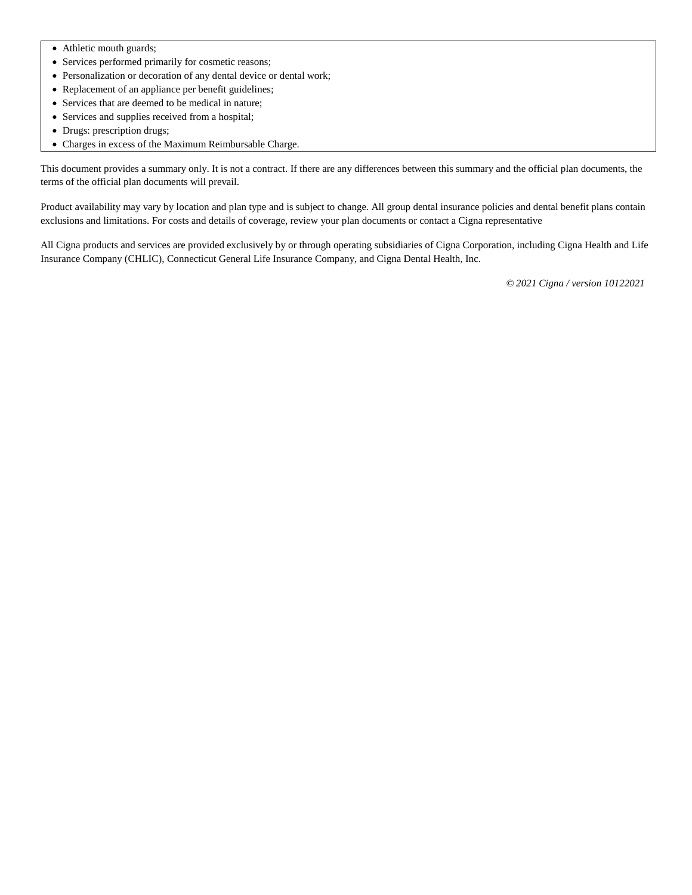- Athletic mouth guards;
- Services performed primarily for cosmetic reasons;
- Personalization or decoration of any dental device or dental work;
- Replacement of an appliance per benefit guidelines;
- Services that are deemed to be medical in nature;
- Services and supplies received from a hospital;
- Drugs: prescription drugs;
- Charges in excess of the Maximum Reimbursable Charge.

This document provides a summary only. It is not a contract. If there are any differences between this summary and the official plan documents, the terms of the official plan documents will prevail.

Product availability may vary by location and plan type and is subject to change. All group dental insurance policies and dental benefit plans contain exclusions and limitations. For costs and details of coverage, review your plan documents or contact a Cigna representative

All Cigna products and services are provided exclusively by or through operating subsidiaries of Cigna Corporation, including Cigna Health and Life Insurance Company (CHLIC), Connecticut General Life Insurance Company, and Cigna Dental Health, Inc.

*© 2021 Cigna / version 10122021*